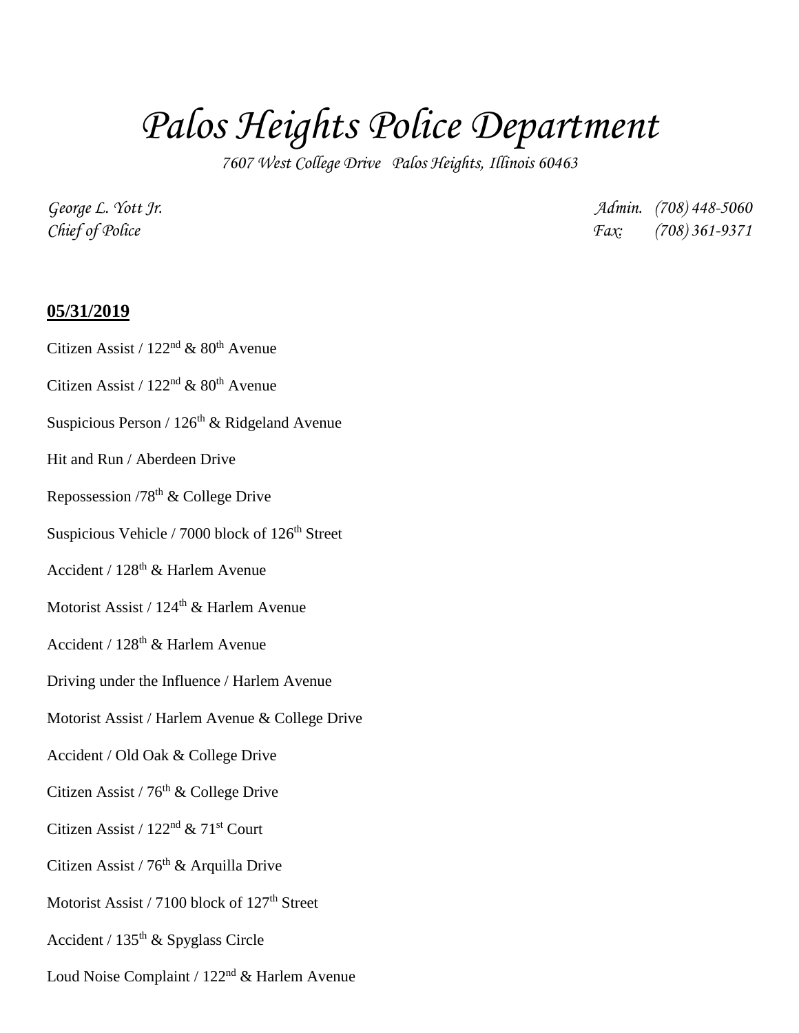# *Palos Heights Police Department*

*7607 West College Drive Palos Heights, Illinois 60463*

*George L. Yott Jr.* *Admin. (708) 448-5060*
*Chief of Police* *Fax: (708) 361-9371*

**05/31/2019**

Citizen Assist / 122nd & 80th Avenue

Citizen Assist / 122nd & 80th Avenue

Suspicious Person / 126th & Ridgeland Avenue

Hit and Run / Aberdeen Drive

Repossession /78th & College Drive

Suspicious Vehicle / 7000 block of 126th Street

Accident / 128th & Harlem Avenue

Motorist Assist / 124th & Harlem Avenue

Accident / 128th & Harlem Avenue

Driving under the Influence / Harlem Avenue

Motorist Assist / Harlem Avenue & College Drive

Accident / Old Oak & College Drive

Citizen Assist / 76th & College Drive

Citizen Assist / 122nd & 71st Court

Citizen Assist / 76th & Arquilla Drive

Motorist Assist / 7100 block of 127th Street

Accident / 135th & Spyglass Circle

Loud Noise Complaint / 122nd & Harlem Avenue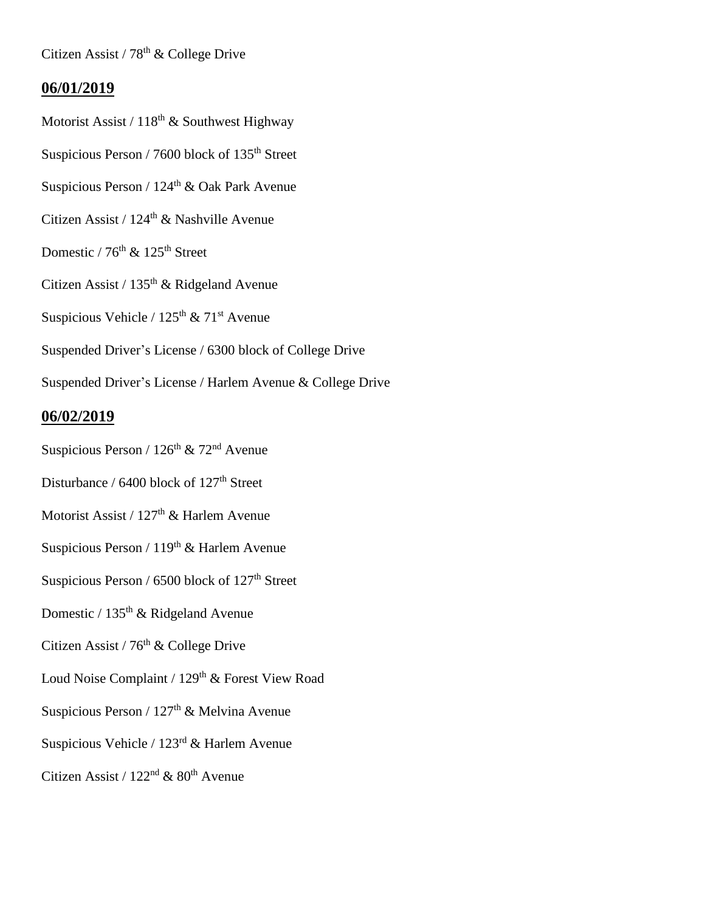Citizen Assist / 78th & College Drive

## 06/01/2019

Motorist Assist / 118th & Southwest Highway

Suspicious Person / 7600 block of 135th Street

Suspicious Person / 124th & Oak Park Avenue

Citizen Assist / 124th & Nashville Avenue

Domestic / 76th & 125th Street

Citizen Assist / 135th & Ridgeland Avenue

Suspicious Vehicle / 125th & 71st Avenue

Suspended Driver's License / 6300 block of College Drive

Suspended Driver's License / Harlem Avenue & College Drive

## 06/02/2019

Suspicious Person / 126th & 72nd Avenue

Disturbance / 6400 block of 127th Street

Motorist Assist / 127th & Harlem Avenue

Suspicious Person / 119th & Harlem Avenue

Suspicious Person / 6500 block of 127th Street

Domestic / 135th & Ridgeland Avenue

Citizen Assist / 76th & College Drive

Loud Noise Complaint / 129th & Forest View Road

Suspicious Person / 127th & Melvina Avenue

Suspicious Vehicle / 123rd & Harlem Avenue

Citizen Assist / 122nd & 80th Avenue